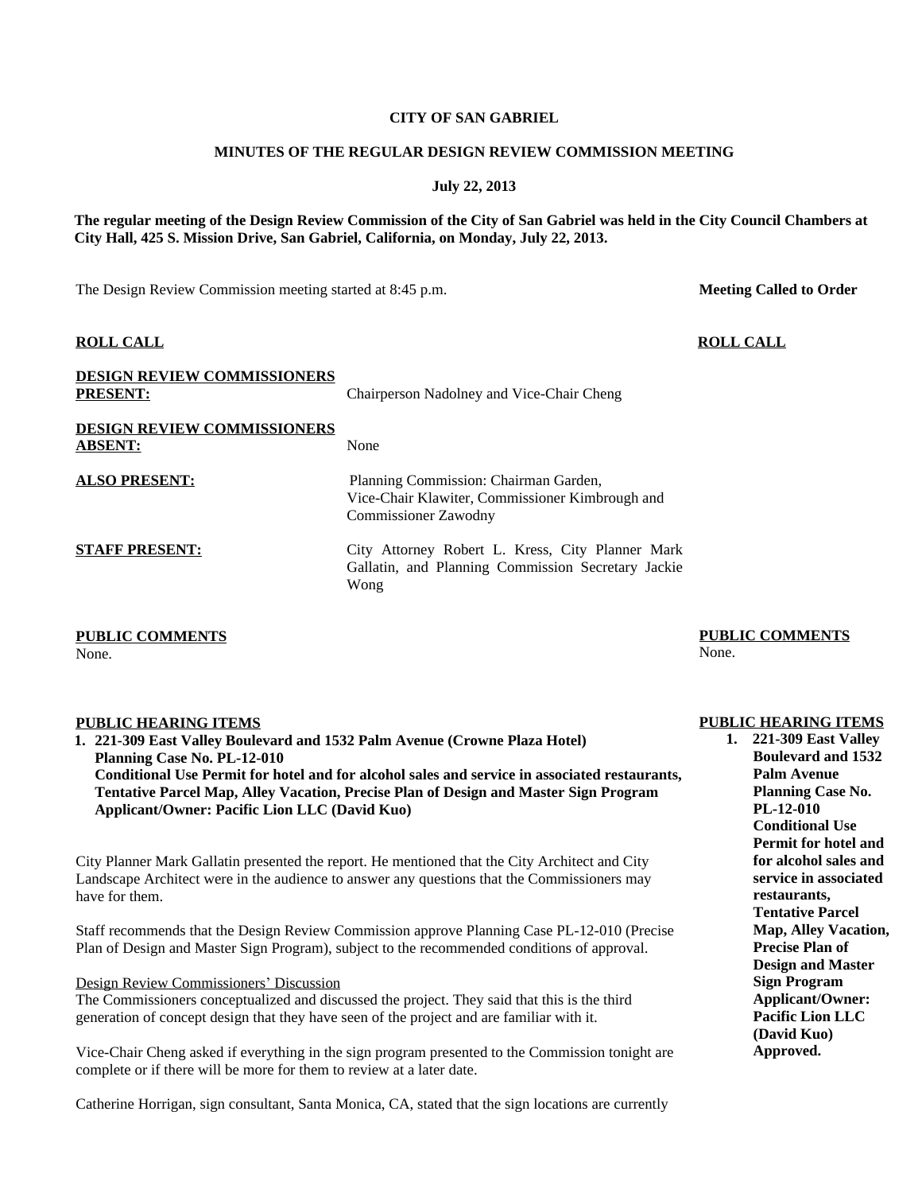**CITY OF SAN GABRIEL**

**MINUTES OF THE REGULAR DESIGN REVIEW COMMISSION MEETING**

**July 22, 2013**

**The regular meeting of the Design Review Commission of the City of San Gabriel was held in the City Council Chambers at City Hall, 425 S. Mission Drive, San Gabriel, California, on Monday, July 22, 2013.**

The Design Review Commission meeting started at 8:45 p.m. **Meeting Called to Order**

**ROLL CALL** **ROLL CALL**

**DESIGN REVIEW COMMISSIONERS PRESENT:** Chairperson Nadolney and Vice-Chair Cheng

**DESIGN REVIEW COMMISSIONERS ABSENT:** None

**ALSO PRESENT:** Planning Commission: Chairman Garden, Vice-Chair Klawiter, Commissioner Kimbrough and Commissioner Zawodny

**STAFF PRESENT:** City Attorney Robert L. Kress, City Planner Mark Gallatin, and Planning Commission Secretary Jackie Wong

**PUBLIC COMMENTS**
None.

**PUBLIC COMMENTS**
None.

**PUBLIC HEARING ITEMS**

1. **221-309 East Valley Boulevard and 1532 Palm Avenue (Crowne Plaza Hotel)**
   **Planning Case No. PL-12-010**
   **Conditional Use Permit for hotel and for alcohol sales and service in associated restaurants, Tentative Parcel Map, Alley Vacation, Precise Plan of Design and Master Sign Program**
   **Applicant/Owner: Pacific Lion LLC (David Kuo)**

City Planner Mark Gallatin presented the report. He mentioned that the City Architect and City Landscape Architect were in the audience to answer any questions that the Commissioners may have for them.

Staff recommends that the Design Review Commission approve Planning Case PL-12-010 (Precise Plan of Design and Master Sign Program), subject to the recommended conditions of approval.

Design Review Commissioners' Discussion
The Commissioners conceptualized and discussed the project. They said that this is the third generation of concept design that they have seen of the project and are familiar with it.

Vice-Chair Cheng asked if everything in the sign program presented to the Commission tonight are complete or if there will be more for them to review at a later date.

Catherine Horrigan, sign consultant, Santa Monica, CA, stated that the sign locations are currently

**PUBLIC HEARING ITEMS**

1. **221-309 East Valley Boulevard and 1532 Palm Avenue Planning Case No. PL-12-010 Conditional Use Permit for hotel and for alcohol sales and service in associated restaurants, Tentative Parcel Map, Alley Vacation, Precise Plan of Design and Master Sign Program Applicant/Owner: Pacific Lion LLC (David Kuo) Approved.**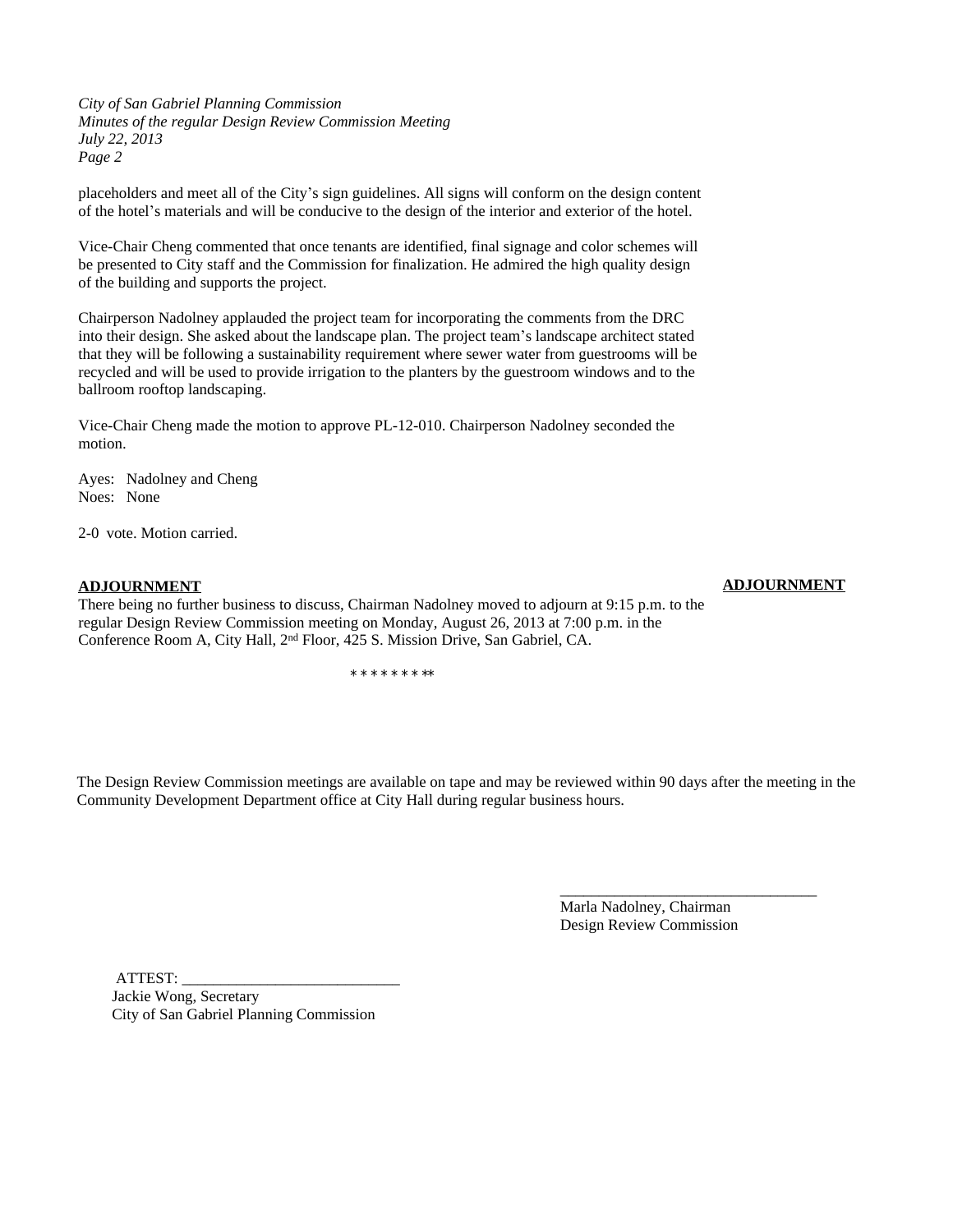placeholders and meet all of the City's sign guidelines. All signs will conform on the design content of the hotel's materials and will be conducive to the design of the interior and exterior of the hotel.

Vice-Chair Cheng commented that once tenants are identified, final signage and color schemes will be presented to City staff and the Commission for finalization. He admired the high quality design of the building and supports the project.

Chairperson Nadolney applauded the project team for incorporating the comments from the DRC into their design. She asked about the landscape plan. The project team's landscape architect stated that they will be following a sustainability requirement where sewer water from guestrooms will be recycled and will be used to provide irrigation to the planters by the guestroom windows and to the ballroom rooftop landscaping.

Vice-Chair Cheng made the motion to approve PL-12-010. Chairperson Nadolney seconded the motion.

Ayes: Nadolney and Cheng
Noes: None

2-0 vote. Motion carried.

**ADJOURNMENT**

**ADJOURNMENT**

There being no further business to discuss, Chairman Nadolney moved to adjourn at 9:15 p.m. to the regular Design Review Commission meeting on Monday, August 26, 2013 at 7:00 p.m. in the Conference Room A, City Hall, 2nd Floor, 425 S. Mission Drive, San Gabriel, CA.

\* \* \* \* \* \* \* \*\*

The Design Review Commission meetings are available on tape and may be reviewed within 90 days after the meeting in the Community Development Department office at City Hall during regular business hours.

\_\_\_\_\_\_\_\_\_\_\_\_\_\_\_\_\_\_\_\_\_\_\_\_\_\_\_\_\_\_\_\_\_\_
Marla Nadolney, Chairman
Design Review Commission

ATTEST: \_\_\_\_\_\_\_\_\_\_\_\_\_\_\_\_\_\_\_\_\_\_\_\_\_\_\_\_
Jackie Wong, Secretary
City of San Gabriel Planning Commission